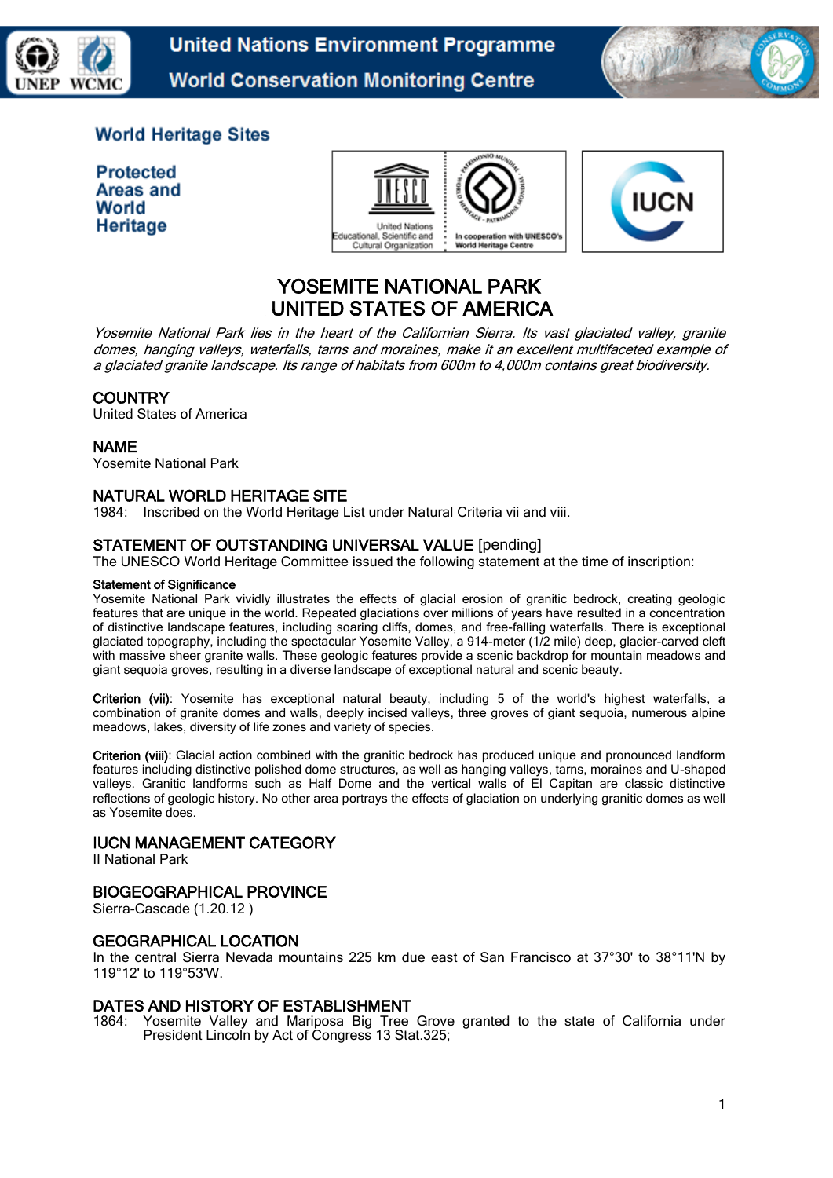# YOSEMITE NATIONAL PARK
# UNITED STATES OF AMERICA

*Yosemite National Park lies in the heart of the Californian Sierra. Its vast glaciated valley, granite domes, hanging valleys, waterfalls, tarns and moraines, make it an excellent multifaceted example of a glaciated granite landscape. Its range of habitats from 600m to 4,000m contains great biodiversity.*

## COUNTRY
United States of America

## NAME
Yosemite National Park

## NATURAL WORLD HERITAGE SITE
1984: Inscribed on the World Heritage List under Natural Criteria vii and viii.

## STATEMENT OF OUTSTANDING UNIVERSAL VALUE [pending]
The UNESCO World Heritage Committee issued the following statement at the time of inscription:

**Statement of Significance**
Yosemite National Park vividly illustrates the effects of glacial erosion of granitic bedrock, creating geologic features that are unique in the world. Repeated glaciations over millions of years have resulted in a concentration of distinctive landscape features, including soaring cliffs, domes, and free-falling waterfalls. There is exceptional glaciated topography, including the spectacular Yosemite Valley, a 914-meter (1/2 mile) deep, glacier-carved cleft with massive sheer granite walls. These geologic features provide a scenic backdrop for mountain meadows and giant sequoia groves, resulting in a diverse landscape of exceptional natural and scenic beauty.

**Criterion (vii)**: Yosemite has exceptional natural beauty, including 5 of the world's highest waterfalls, a combination of granite domes and walls, deeply incised valleys, three groves of giant sequoia, numerous alpine meadows, lakes, diversity of life zones and variety of species.

**Criterion (viii)**: Glacial action combined with the granitic bedrock has produced unique and pronounced landform features including distinctive polished dome structures, as well as hanging valleys, tarns, moraines and U-shaped valleys. Granitic landforms such as Half Dome and the vertical walls of El Capitan are classic distinctive reflections of geologic history. No other area portrays the effects of glaciation on underlying granitic domes as well as Yosemite does.

## IUCN MANAGEMENT CATEGORY
II National Park

## BIOGEOGRAPHICAL PROVINCE
Sierra-Cascade (1.20.12 )

## GEOGRAPHICAL LOCATION
In the central Sierra Nevada mountains 225 km due east of San Francisco at 37°30' to 38°11'N by 119°12' to 119°53'W.

## DATES AND HISTORY OF ESTABLISHMENT
1864: Yosemite Valley and Mariposa Big Tree Grove granted to the state of California under President Lincoln by Act of Congress 13 Stat.325;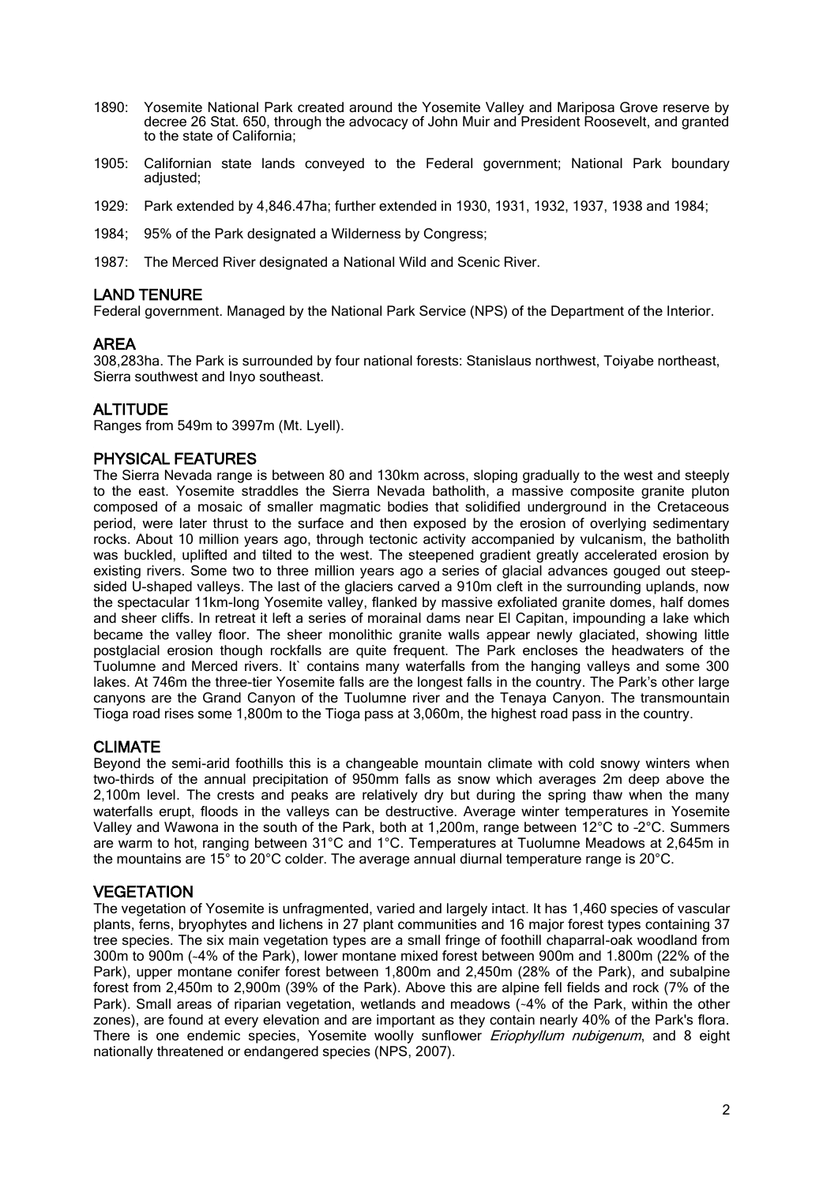1890: Yosemite National Park created around the Yosemite Valley and Mariposa Grove reserve by decree 26 Stat. 650, through the advocacy of John Muir and President Roosevelt, and granted to the state of California;

1905: Californian state lands conveyed to the Federal government; National Park boundary adjusted;

1929: Park extended by 4,846.47ha; further extended in 1930, 1931, 1932, 1937, 1938 and 1984;

1984; 95% of the Park designated a Wilderness by Congress;

1987: The Merced River designated a National Wild and Scenic River.

## LAND TENURE

Federal government. Managed by the National Park Service (NPS) of the Department of the Interior.

## AREA

308,283ha. The Park is surrounded by four national forests: Stanislaus northwest, Toiyabe northeast, Sierra southwest and Inyo southeast.

## ALTITUDE

Ranges from 549m to 3997m (Mt. Lyell).

## PHYSICAL FEATURES

The Sierra Nevada range is between 80 and 130km across, sloping gradually to the west and steeply to the east. Yosemite straddles the Sierra Nevada batholith, a massive composite granite pluton composed of a mosaic of smaller magmatic bodies that solidified underground in the Cretaceous period, were later thrust to the surface and then exposed by the erosion of overlying sedimentary rocks. About 10 million years ago, through tectonic activity accompanied by vulcanism, the batholith was buckled, uplifted and tilted to the west. The steepened gradient greatly accelerated erosion by existing rivers. Some two to three million years ago a series of glacial advances gouged out steep-sided U-shaped valleys. The last of the glaciers carved a 910m cleft in the surrounding uplands, now the spectacular 11km-long Yosemite valley, flanked by massive exfoliated granite domes, half domes and sheer cliffs. In retreat it left a series of morainal dams near El Capitan, impounding a lake which became the valley floor. The sheer monolithic granite walls appear newly glaciated, showing little postglacial erosion though rockfalls are quite frequent. The Park encloses the headwaters of the Tuolumne and Merced rivers. It` contains many waterfalls from the hanging valleys and some 300 lakes. At 746m the three-tier Yosemite falls are the longest falls in the country. The Park's other large canyons are the Grand Canyon of the Tuolumne river and the Tenaya Canyon. The transmountain Tioga road rises some 1,800m to the Tioga pass at 3,060m, the highest road pass in the country.

## CLIMATE

Beyond the semi-arid foothills this is a changeable mountain climate with cold snowy winters when two-thirds of the annual precipitation of 950mm falls as snow which averages 2m deep above the 2,100m level. The crests and peaks are relatively dry but during the spring thaw when the many waterfalls erupt, floods in the valleys can be destructive. Average winter temperatures in Yosemite Valley and Wawona in the south of the Park, both at 1,200m, range between 12°C to -2°C. Summers are warm to hot, ranging between 31°C and 1°C. Temperatures at Tuolumne Meadows at 2,645m in the mountains are 15° to 20°C colder. The average annual diurnal temperature range is 20°C.

## VEGETATION

The vegetation of Yosemite is unfragmented, varied and largely intact. It has 1,460 species of vascular plants, ferns, bryophytes and lichens in 27 plant communities and 16 major forest types containing 37 tree species. The six main vegetation types are a small fringe of foothill chaparral-oak woodland from 300m to 900m (~4% of the Park), lower montane mixed forest between 900m and 1.800m (22% of the Park), upper montane conifer forest between 1,800m and 2,450m (28% of the Park), and subalpine forest from 2,450m to 2,900m (39% of the Park). Above this are alpine fell fields and rock (7% of the Park). Small areas of riparian vegetation, wetlands and meadows (~4% of the Park, within the other zones), are found at every elevation and are important as they contain nearly 40% of the Park's flora. There is one endemic species, Yosemite woolly sunflower *Eriophyllum nubigenum*, and 8 eight nationally threatened or endangered species (NPS, 2007).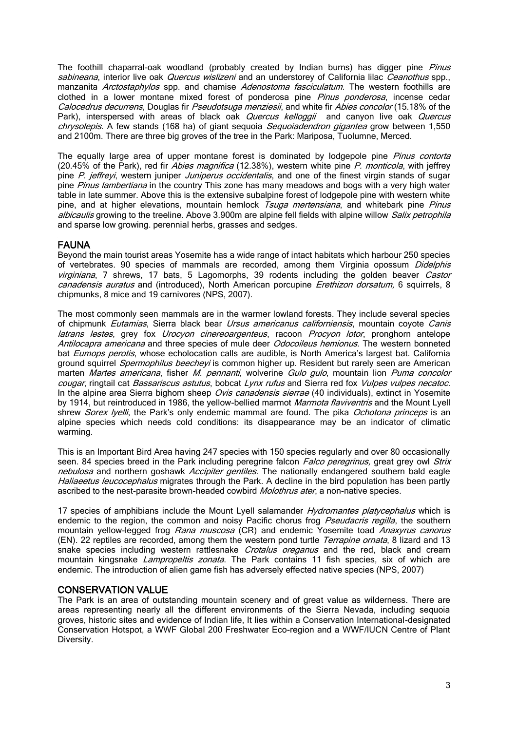The foothill chaparral-oak woodland (probably created by Indian burns) has digger pine *Pinus sabineana*, interior live oak *Quercus wislizeni* and an understorey of California lilac *Ceanothus* spp., manzanita *Arctostaphylos* spp. and chamise *Adenostoma fasciculatum*. The western foothills are clothed in a lower montane mixed forest of ponderosa pine *Pinus ponderosa*, incense cedar *Calocedrus decurrens*, Douglas fir *Pseudotsuga menziesii*, and white fir *Abies concolor* (15.18% of the Park), interspersed with areas of black oak *Quercus kelloggii* and canyon live oak *Quercus chrysolepis*. A few stands (168 ha) of giant sequoia *Sequoiadendron gigantea* grow between 1,550 and 2100m. There are three big groves of the tree in the Park: Mariposa, Tuolumne, Merced.

The equally large area of upper montane forest is dominated by lodgepole pine *Pinus contorta* (20.45% of the Park), red fir *Abies magnifica* (12.38%), western white pine *P. monticola*, with jeffrey pine *P. jeffreyi*, western juniper *Juniperus occidentalis*, and one of the finest virgin stands of sugar pine *Pinus lambertiana* in the country This zone has many meadows and bogs with a very high water table in late summer. Above this is the extensive subalpine forest of lodgepole pine with western white pine, and at higher elevations, mountain hemlock *Tsuga mertensiana*, and whitebark pine *Pinus albicaulis* growing to the treeline. Above 3.900m are alpine fell fields with alpine willow *Salix petrophila* and sparse low growing. perennial herbs, grasses and sedges.

## FAUNA

Beyond the main tourist areas Yosemite has a wide range of intact habitats which harbour 250 species of vertebrates. 90 species of mammals are recorded, among them Virginia opossum *Didelphis virginiana*, 7 shrews, 17 bats, 5 Lagomorphs, 39 rodents including the golden beaver *Castor canadensis auratus* and (introduced), North American porcupine *Erethizon dorsatum,* 6 squirrels, 8 chipmunks, 8 mice and 19 carnivores (NPS, 2007).

The most commonly seen mammals are in the warmer lowland forests. They include several species of chipmunk *Eutamias*, Sierra black bear *Ursus americanus californiensis*, mountain coyote *Canis latrans lestes*, grey fox *Urocyon cinereoargenteus*, racoon *Procyon lotor*, pronghorn antelope *Antilocapra americana* and three species of mule deer *Odocoileus hemionus*. The western bonneted bat *Eumops perotis*, whose echolocation calls are audible, is North America's largest bat. California ground squirrel *Spermophilus beecheyi* is common higher up. Resident but rarely seen are American marten *Martes americana*, fisher *M. pennanti*, wolverine *Gulo gulo*, mountain lion *Puma concolor cougar*, ringtail cat *Bassariscus astutus*, bobcat *Lynx rufus* and Sierra red fox *Vulpes vulpes necatoc*. In the alpine area Sierra bighorn sheep *Ovis canadensis sierrae* (40 individuals), extinct in Yosemite by 1914, but reintroduced in 1986, the yellow-bellied marmot *Marmota flaviventris* and the Mount Lyell shrew *Sorex lyelli*, the Park's only endemic mammal are found. The pika *Ochotona princeps* is an alpine species which needs cold conditions: its disappearance may be an indicator of climatic warming.

This is an Important Bird Area having 247 species with 150 species regularly and over 80 occasionally seen. 84 species breed in the Park including peregrine falcon *Falco peregrinus,* great grey owl *Strix nebulosa* and northern goshawk *Accipiter gentiles*. The nationally endangered southern bald eagle *Haliaeetus leucocephalus* migrates through the Park. A decline in the bird population has been partly ascribed to the nest-parasite brown-headed cowbird *Molothrus ater*, a non-native species.

17 species of amphibians include the Mount Lyell salamander *Hydromantes platycephalus* which is endemic to the region, the common and noisy Pacific chorus frog *Pseudacris regilla*, the southern mountain yellow-legged frog *Rana muscosa* (CR) and endemic Yosemite toad *Anaxyrus canorus* (EN). 22 reptiles are recorded, among them the western pond turtle *Terrapine ornata*, 8 lizard and 13 snake species including western rattlesnake *Crotalus oreganus* and the red, black and cream mountain kingsnake *Lampropeltis zonata*. The Park contains 11 fish species, six of which are endemic. The introduction of alien game fish has adversely effected native species (NPS, 2007)

## CONSERVATION VALUE

The Park is an area of outstanding mountain scenery and of great value as wilderness. There are areas representing nearly all the different environments of the Sierra Nevada, including sequoia groves, historic sites and evidence of Indian life, It lies within a Conservation International-designated Conservation Hotspot, a WWF Global 200 Freshwater Eco-region and a WWF/IUCN Centre of Plant Diversity.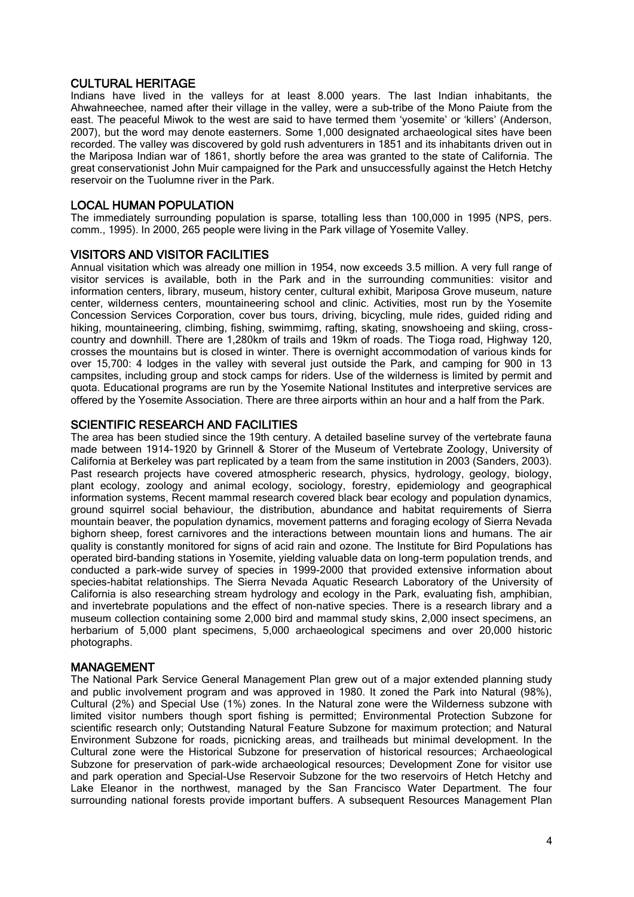## CULTURAL HERITAGE

Indians have lived in the valleys for at least 8.000 years. The last Indian inhabitants, the Ahwahneechee, named after their village in the valley, were a sub-tribe of the Mono Paiute from the east. The peaceful Miwok to the west are said to have termed them 'yosemite' or 'killers' (Anderson, 2007), but the word may denote easterners. Some 1,000 designated archaeological sites have been recorded. The valley was discovered by gold rush adventurers in 1851 and its inhabitants driven out in the Mariposa Indian war of 1861, shortly before the area was granted to the state of California. The great conservationist John Muir campaigned for the Park and unsuccessfully against the Hetch Hetchy reservoir on the Tuolumne river in the Park.

## LOCAL HUMAN POPULATION

The immediately surrounding population is sparse, totalling less than 100,000 in 1995 (NPS, pers. comm., 1995). In 2000, 265 people were living in the Park village of Yosemite Valley.

## VISITORS AND VISITOR FACILITIES

Annual visitation which was already one million in 1954, now exceeds 3.5 million. A very full range of visitor services is available, both in the Park and in the surrounding communities: visitor and information centers, library, museum, history center, cultural exhibit, Mariposa Grove museum, nature center, wilderness centers, mountaineering school and clinic. Activities, most run by the Yosemite Concession Services Corporation, cover bus tours, driving, bicycling, mule rides, guided riding and hiking, mountaineering, climbing, fishing, swimmimg, rafting, skating, snowshoeing and skiing, cross-country and downhill. There are 1,280km of trails and 19km of roads. The Tioga road, Highway 120, crosses the mountains but is closed in winter. There is overnight accommodation of various kinds for over 15,700: 4 lodges in the valley with several just outside the Park, and camping for 900 in 13 campsites, including group and stock camps for riders. Use of the wilderness is limited by permit and quota. Educational programs are run by the Yosemite National Institutes and interpretive services are offered by the Yosemite Association. There are three airports within an hour and a half from the Park.

## SCIENTIFIC RESEARCH AND FACILITIES

The area has been studied since the 19th century. A detailed baseline survey of the vertebrate fauna made between 1914-1920 by Grinnell & Storer of the Museum of Vertebrate Zoology, University of California at Berkeley was part replicated by a team from the same institution in 2003 (Sanders, 2003). Past research projects have covered atmospheric research, physics, hydrology, geology, biology, plant ecology, zoology and animal ecology, sociology, forestry, epidemiology and geographical information systems, Recent mammal research covered black bear ecology and population dynamics, ground squirrel social behaviour, the distribution, abundance and habitat requirements of Sierra mountain beaver, the population dynamics, movement patterns and foraging ecology of Sierra Nevada bighorn sheep, forest carnivores and the interactions between mountain lions and humans. The air quality is constantly monitored for signs of acid rain and ozone. The Institute for Bird Populations has operated bird-banding stations in Yosemite, yielding valuable data on long-term population trends, and conducted a park-wide survey of species in 1999-2000 that provided extensive information about species-habitat relationships. The Sierra Nevada Aquatic Research Laboratory of the University of California is also researching stream hydrology and ecology in the Park, evaluating fish, amphibian, and invertebrate populations and the effect of non-native species. There is a research library and a museum collection containing some 2,000 bird and mammal study skins, 2,000 insect specimens, an herbarium of 5,000 plant specimens, 5,000 archaeological specimens and over 20,000 historic photographs.

## MANAGEMENT

The National Park Service General Management Plan grew out of a major extended planning study and public involvement program and was approved in 1980. It zoned the Park into Natural (98%), Cultural (2%) and Special Use (1%) zones. In the Natural zone were the Wilderness subzone with limited visitor numbers though sport fishing is permitted; Environmental Protection Subzone for scientific research only; Outstanding Natural Feature Subzone for maximum protection; and Natural Environment Subzone for roads, picnicking areas, and trailheads but minimal development. In the Cultural zone were the Historical Subzone for preservation of historical resources; Archaeological Subzone for preservation of park-wide archaeological resources; Development Zone for visitor use and park operation and Special-Use Reservoir Subzone for the two reservoirs of Hetch Hetchy and Lake Eleanor in the northwest, managed by the San Francisco Water Department. The four surrounding national forests provide important buffers. A subsequent Resources Management Plan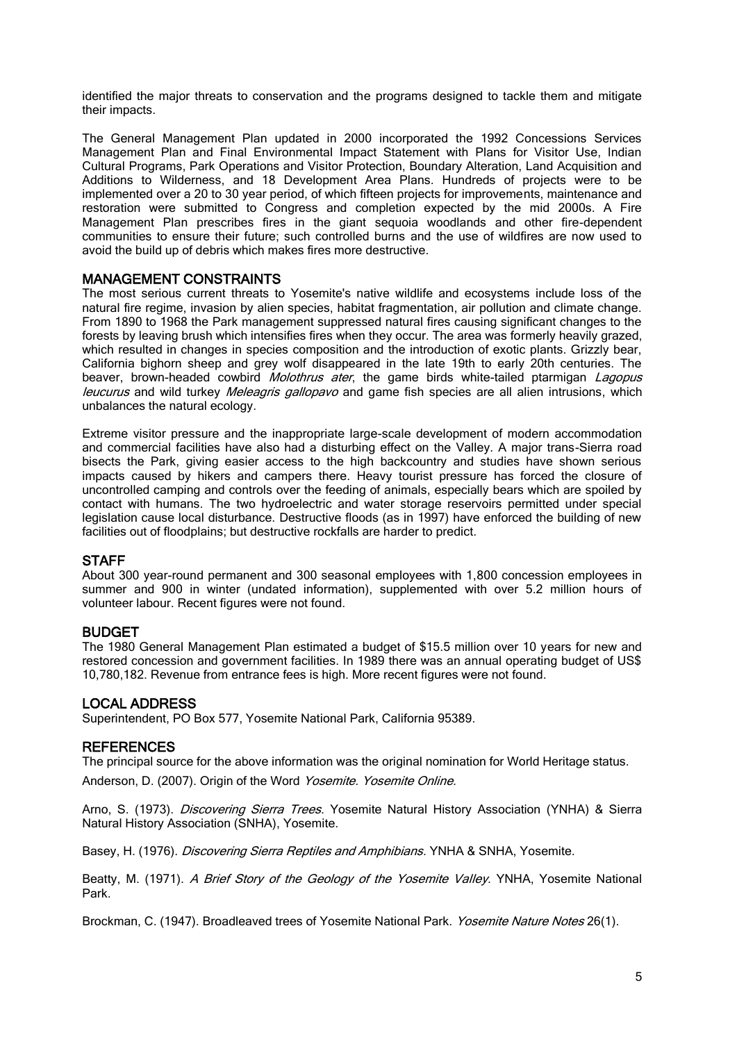identified the major threats to conservation and the programs designed to tackle them and mitigate their impacts.

The General Management Plan updated in 2000 incorporated the 1992 Concessions Services Management Plan and Final Environmental Impact Statement with Plans for Visitor Use, Indian Cultural Programs, Park Operations and Visitor Protection, Boundary Alteration, Land Acquisition and Additions to Wilderness, and 18 Development Area Plans. Hundreds of projects were to be implemented over a 20 to 30 year period, of which fifteen projects for improvements, maintenance and restoration were submitted to Congress and completion expected by the mid 2000s. A Fire Management Plan prescribes fires in the giant sequoia woodlands and other fire-dependent communities to ensure their future; such controlled burns and the use of wildfires are now used to avoid the build up of debris which makes fires more destructive.

## MANAGEMENT CONSTRAINTS

The most serious current threats to Yosemite's native wildlife and ecosystems include loss of the natural fire regime, invasion by alien species, habitat fragmentation, air pollution and climate change. From 1890 to 1968 the Park management suppressed natural fires causing significant changes to the forests by leaving brush which intensifies fires when they occur. The area was formerly heavily grazed, which resulted in changes in species composition and the introduction of exotic plants. Grizzly bear, California bighorn sheep and grey wolf disappeared in the late 19th to early 20th centuries. The beaver, brown-headed cowbird *Molothrus ater*, the game birds white-tailed ptarmigan *Lagopus leucurus* and wild turkey *Meleagris gallopavo* and game fish species are all alien intrusions, which unbalances the natural ecology.

Extreme visitor pressure and the inappropriate large-scale development of modern accommodation and commercial facilities have also had a disturbing effect on the Valley. A major trans-Sierra road bisects the Park, giving easier access to the high backcountry and studies have shown serious impacts caused by hikers and campers there. Heavy tourist pressure has forced the closure of uncontrolled camping and controls over the feeding of animals, especially bears which are spoiled by contact with humans. The two hydroelectric and water storage reservoirs permitted under special legislation cause local disturbance. Destructive floods (as in 1997) have enforced the building of new facilities out of floodplains; but destructive rockfalls are harder to predict.

## STAFF

About 300 year-round permanent and 300 seasonal employees with 1,800 concession employees in summer and 900 in winter (undated information), supplemented with over 5.2 million hours of volunteer labour. Recent figures were not found.

## BUDGET

The 1980 General Management Plan estimated a budget of $15.5 million over 10 years for new and restored concession and government facilities. In 1989 there was an annual operating budget of US$ 10,780,182. Revenue from entrance fees is high. More recent figures were not found.

## LOCAL ADDRESS

Superintendent, PO Box 577, Yosemite National Park, California 95389.

## REFERENCES

The principal source for the above information was the original nomination for World Heritage status.

Anderson, D. (2007). Origin of the Word *Yosemite*. *Yosemite Online*.

Arno, S. (1973). *Discovering Sierra Trees*. Yosemite Natural History Association (YNHA) & Sierra Natural History Association (SNHA), Yosemite.

Basey, H. (1976). *Discovering Sierra Reptiles and Amphibians*. YNHA & SNHA, Yosemite.

Beatty, M. (1971). *A Brief Story of the Geology of the Yosemite Valley*. YNHA, Yosemite National Park.

Brockman, C. (1947). Broadleaved trees of Yosemite National Park. *Yosemite Nature Notes* 26(1).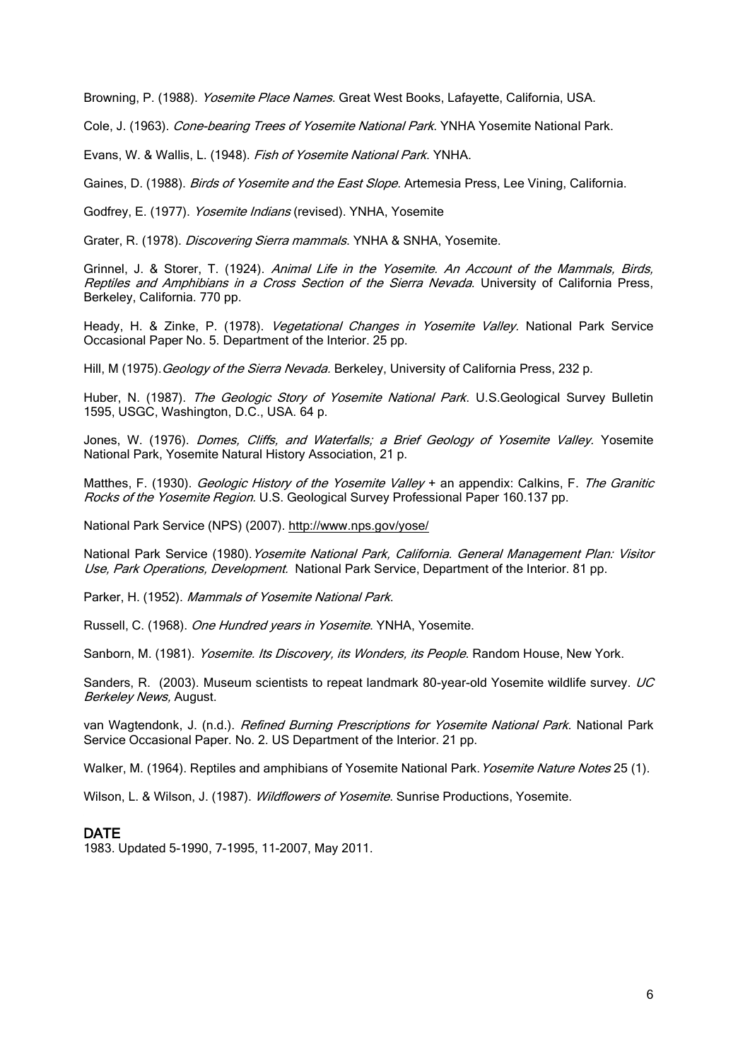Browning, P. (1988). *Yosemite Place Names*. Great West Books, Lafayette, California, USA.

Cole, J. (1963). *Cone-bearing Trees of Yosemite National Park*. YNHA Yosemite National Park.

Evans, W. & Wallis, L. (1948). *Fish of Yosemite National Park*. YNHA.

Gaines, D. (1988). *Birds of Yosemite and the East Slope*. Artemesia Press, Lee Vining, California.

Godfrey, E. (1977). *Yosemite Indians* (revised). YNHA, Yosemite

Grater, R. (1978). *Discovering Sierra mammals*. YNHA & SNHA, Yosemite.

Grinnel, J. & Storer, T. (1924). *Animal Life in the Yosemite. An Account of the Mammals, Birds, Reptiles and Amphibians in a Cross Section of the Sierra Nevada*. University of California Press, Berkeley, California. 770 pp.

Heady, H. & Zinke, P. (1978). *Vegetational Changes in Yosemite Valley.* National Park Service Occasional Paper No. 5. Department of the Interior. 25 pp.

Hill, M (1975). *Geology of the Sierra Nevada.* Berkeley, University of California Press, 232 p.

Huber, N. (1987). *The Geologic Story of Yosemite National Park*. U.S.Geological Survey Bulletin 1595, USGC, Washington, D.C., USA. 64 p.

Jones, W. (1976). *Domes, Cliffs, and Waterfalls; a Brief Geology of Yosemite Valley.* Yosemite National Park, Yosemite Natural History Association, 21 p.

Matthes, F. (1930). *Geologic History of the Yosemite Valley* + an appendix: Calkins, F. *The Granitic Rocks of the Yosemite Region.* U.S. Geological Survey Professional Paper 160.137 pp.

National Park Service (NPS) (2007). http://www.nps.gov/yose/

National Park Service (1980). *Yosemite National Park, California. General Management Plan: Visitor Use, Park Operations, Development.* National Park Service, Department of the Interior. 81 pp.

Parker, H. (1952). *Mammals of Yosemite National Park*.

Russell, C. (1968). *One Hundred years in Yosemite*. YNHA, Yosemite.

Sanborn, M. (1981). *Yosemite. Its Discovery, its Wonders, its People*. Random House, New York.

Sanders, R. (2003). Museum scientists to repeat landmark 80-year-old Yosemite wildlife survey. *UC Berkeley News,* August.

van Wagtendonk, J. (n.d.). *Refined Burning Prescriptions for Yosemite National Park.* National Park Service Occasional Paper. No. 2. US Department of the Interior. 21 pp.

Walker, M. (1964). Reptiles and amphibians of Yosemite National Park. *Yosemite Nature Notes* 25 (1).

Wilson, L. & Wilson, J. (1987). *Wildflowers of Yosemite*. Sunrise Productions, Yosemite.

## DATE

1983. Updated 5-1990, 7-1995, 11-2007, May 2011.